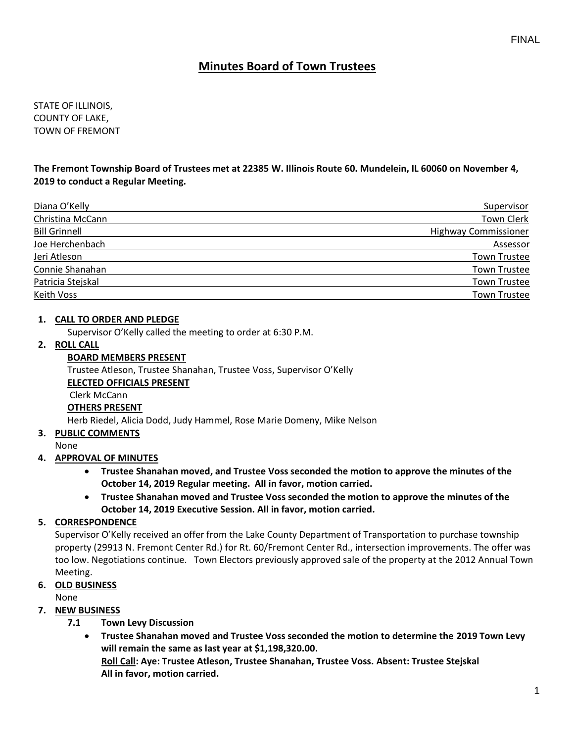FINAL

# Minutes Board of Town Trustees

STATE OF ILLINOIS,
COUNTY OF LAKE,
TOWN OF FREMONT

**The Fremont Township Board of Trustees met at 22385 W. Illinois Route 60. Mundelein, IL 60060 on November 4, 2019 to conduct a Regular Meeting.**

| | |
|---|---|
| Diana O'Kelly | Supervisor |
| Christina McCann | Town Clerk |
| Bill Grinnell | Highway Commissioner |
| Joe Herchenbach | Assessor |
| Jeri Atleson | Town Trustee |
| Connie Shanahan | Town Trustee |
| Patricia Stejskal | Town Trustee |
| Keith Voss | Town Trustee |

1. **CALL TO ORDER AND PLEDGE**

   Supervisor O'Kelly called the meeting to order at 6:30 P.M.

2. **ROLL CALL**

   **BOARD MEMBERS PRESENT**

   Trustee Atleson, Trustee Shanahan, Trustee Voss, Supervisor O'Kelly

   **ELECTED OFFICIALS PRESENT**

   Clerk McCann

   **OTHERS PRESENT**

   Herb Riedel, Alicia Dodd, Judy Hammel, Rose Marie Domeny, Mike Nelson

3. **PUBLIC COMMENTS**

   None

4. **APPROVAL OF MINUTES**
   - **Trustee Shanahan moved, and Trustee Voss seconded the motion to approve the minutes of the October 14, 2019 Regular meeting. All in favor, motion carried.**
   - **Trustee Shanahan moved and Trustee Voss seconded the motion to approve the minutes of the October 14, 2019 Executive Session. All in favor, motion carried.**

5. **CORRESPONDENCE**

   Supervisor O'Kelly received an offer from the Lake County Department of Transportation to purchase township property (29913 N. Fremont Center Rd.) for Rt. 60/Fremont Center Rd., intersection improvements. The offer was too low. Negotiations continue. Town Electors previously approved sale of the property at the 2012 Annual Town Meeting.

6. **OLD BUSINESS**

   None

7. **NEW BUSINESS**

   **7.1 Town Levy Discussion**

   - **Trustee Shanahan moved and Trustee Voss seconded the motion to determine the 2019 Town Levy will remain the same as last year at $1,198,320.00.**
     **Roll Call: Aye: Trustee Atleson, Trustee Shanahan, Trustee Voss. Absent: Trustee Stejskal**
     **All in favor, motion carried.**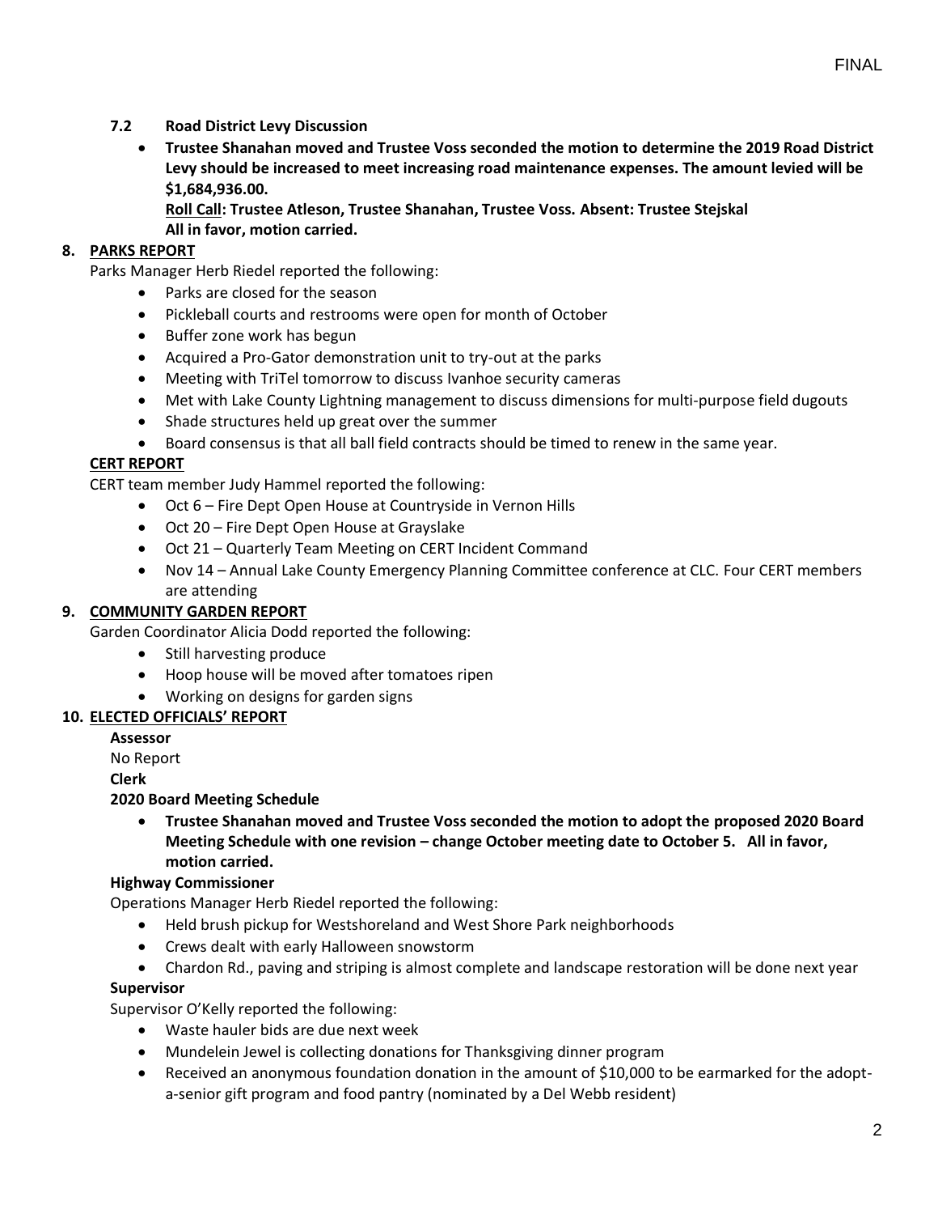**7.2 Road District Levy Discussion**

- **Trustee Shanahan moved and Trustee Voss seconded the motion to determine the 2019 Road District Levy should be increased to meet increasing road maintenance expenses. The amount levied will be $1,684,936.00.**
  **<u>Roll Call</u>: Trustee Atleson, Trustee Shanahan, Trustee Voss. Absent: Trustee Stejskal**
  **All in favor, motion carried.**

**8. <u>PARKS REPORT</u>**

Parks Manager Herb Riedel reported the following:

- Parks are closed for the season
- Pickleball courts and restrooms were open for month of October
- Buffer zone work has begun
- Acquired a Pro-Gator demonstration unit to try-out at the parks
- Meeting with TriTel tomorrow to discuss Ivanhoe security cameras
- Met with Lake County Lightning management to discuss dimensions for multi-purpose field dugouts
- Shade structures held up great over the summer
- Board consensus is that all ball field contracts should be timed to renew in the same year.

**<u>CERT REPORT</u>**

CERT team member Judy Hammel reported the following:

- Oct 6 – Fire Dept Open House at Countryside in Vernon Hills
- Oct 20 – Fire Dept Open House at Grayslake
- Oct 21 – Quarterly Team Meeting on CERT Incident Command
- Nov 14 – Annual Lake County Emergency Planning Committee conference at CLC. Four CERT members are attending

**9. <u>COMMUNITY GARDEN REPORT</u>**

Garden Coordinator Alicia Dodd reported the following:

- Still harvesting produce
- Hoop house will be moved after tomatoes ripen
- Working on designs for garden signs

**10. <u>ELECTED OFFICIALS' REPORT</u>**

**Assessor**

No Report

**Clerk**

**2020 Board Meeting Schedule**

- **Trustee Shanahan moved and Trustee Voss seconded the motion to adopt the proposed 2020 Board Meeting Schedule with one revision – change October meeting date to October 5. All in favor, motion carried.**

**Highway Commissioner**

Operations Manager Herb Riedel reported the following:

- Held brush pickup for Westshoreland and West Shore Park neighborhoods
- Crews dealt with early Halloween snowstorm
- Chardon Rd., paving and striping is almost complete and landscape restoration will be done next year

**Supervisor**

Supervisor O'Kelly reported the following:

- Waste hauler bids are due next week
- Mundelein Jewel is collecting donations for Thanksgiving dinner program
- Received an anonymous foundation donation in the amount of $10,000 to be earmarked for the adopt-a-senior gift program and food pantry (nominated by a Del Webb resident)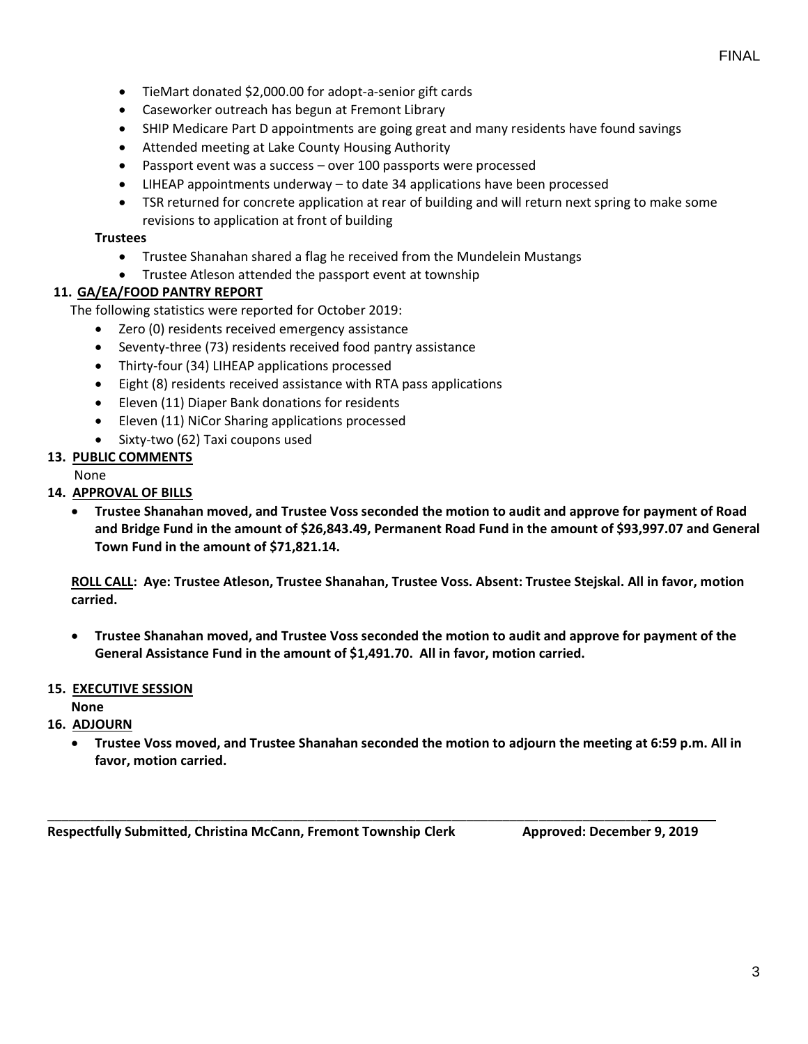FINAL

- TieMart donated $2,000.00 for adopt-a-senior gift cards
- Caseworker outreach has begun at Fremont Library
- SHIP Medicare Part D appointments are going great and many residents have found savings
- Attended meeting at Lake County Housing Authority
- Passport event was a success – over 100 passports were processed
- LIHEAP appointments underway – to date 34 applications have been processed
- TSR returned for concrete application at rear of building and will return next spring to make some revisions to application at front of building

**Trustees**

- Trustee Shanahan shared a flag he received from the Mundelein Mustangs
- Trustee Atleson attended the passport event at township

**11. GA/EA/FOOD PANTRY REPORT**

The following statistics were reported for October 2019:

- Zero (0) residents received emergency assistance
- Seventy-three (73) residents received food pantry assistance
- Thirty-four (34) LIHEAP applications processed
- Eight (8) residents received assistance with RTA pass applications
- Eleven (11) Diaper Bank donations for residents
- Eleven (11) NiCor Sharing applications processed
- Sixty-two (62) Taxi coupons used

**13. PUBLIC COMMENTS**

None

**14. APPROVAL OF BILLS**

- **Trustee Shanahan moved, and Trustee Voss seconded the motion to audit and approve for payment of Road and Bridge Fund in the amount of $26,843.49, Permanent Road Fund in the amount of $93,997.07 and General Town Fund in the amount of $71,821.14.**

**ROLL CALL: Aye: Trustee Atleson, Trustee Shanahan, Trustee Voss. Absent: Trustee Stejskal. All in favor, motion carried.**

- **Trustee Shanahan moved, and Trustee Voss seconded the motion to audit and approve for payment of the General Assistance Fund in the amount of $1,491.70. All in favor, motion carried.**

**15. EXECUTIVE SESSION**

**None**

**16. ADJOURN**

- **Trustee Voss moved, and Trustee Shanahan seconded the motion to adjourn the meeting at 6:59 p.m. All in favor, motion carried.**

**Respectfully Submitted, Christina McCann, Fremont Township Clerk** **Approved: December 9, 2019**